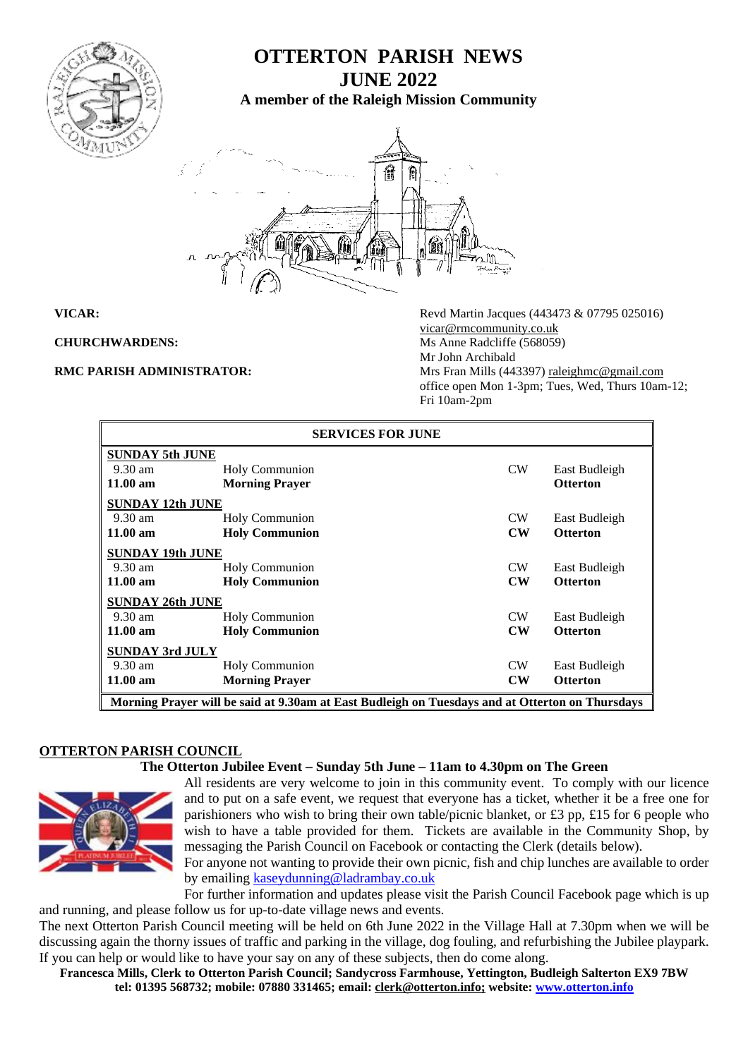# OTTERTON PARISH NEWS

## JUNE 2022

### A member of the Raleigh Mission Community

| | |
|---|---|
| **VICAR:** | Revd Martin Jacques (443473 & 07795 025016) vicar@rmcommunity.co.uk |
| **CHURCHWARDENS:** | Ms Anne Radcliffe (568059) Mr John Archibald |
| **RMC PARISH ADMINISTRATOR:** | Mrs Fran Mills (443397) raleighmc@gmail.com office open Mon 1-3pm; Tues, Wed, Thurs 10am-12; Fri 10am-2pm |

| SERVICES FOR JUNE | | | |
|---|---|---|---|
| **SUNDAY 5th JUNE** | | | |
| 9.30 am | Holy Communion | CW | East Budleigh |
| **11.00 am** | **Morning Prayer** | | **Otterton** |
| **SUNDAY 12th JUNE** | | | |
| 9.30 am | Holy Communion | CW | East Budleigh |
| **11.00 am** | **Holy Communion** | **CW** | **Otterton** |
| **SUNDAY 19th JUNE** | | | |
| 9.30 am | Holy Communion | CW | East Budleigh |
| **11.00 am** | **Holy Communion** | **CW** | **Otterton** |
| **SUNDAY 26th JUNE** | | | |
| 9.30 am | Holy Communion | CW | East Budleigh |
| **11.00 am** | **Holy Communion** | **CW** | **Otterton** |
| **SUNDAY 3rd JULY** | | | |
| 9.30 am | Holy Communion | CW | East Budleigh |
| **11.00 am** | **Morning Prayer** | **CW** | **Otterton** |
| **Morning Prayer will be said at 9.30am at East Budleigh on Tuesdays and at Otterton on Thursdays** | | | |

## OTTERTON PARISH COUNCIL

**The Otterton Jubilee Event – Sunday 5th June – 11am to 4.30pm on The Green**

All residents are very welcome to join in this community event. To comply with our licence and to put on a safe event, we request that everyone has a ticket, whether it be a free one for parishioners who wish to bring their own table/picnic blanket, or £3 pp, £15 for 6 people who wish to have a table provided for them. Tickets are available in the Community Shop, by messaging the Parish Council on Facebook or contacting the Clerk (details below).

For anyone not wanting to provide their own picnic, fish and chip lunches are available to order by emailing kaseydunning@ladrambay.co.uk

For further information and updates please visit the Parish Council Facebook page which is up and running, and please follow us for up-to-date village news and events.

The next Otterton Parish Council meeting will be held on 6th June 2022 in the Village Hall at 7.30pm when we will be discussing again the thorny issues of traffic and parking in the village, dog fouling, and refurbishing the Jubilee playpark. If you can help or would like to have your say on any of these subjects, then do come along.

**Francesca Mills, Clerk to Otterton Parish Council; Sandycross Farmhouse, Yettington, Budleigh Salterton EX9 7BW tel: 01395 568732; mobile: 07880 331465; email: clerk@otterton.info; website: www.otterton.info**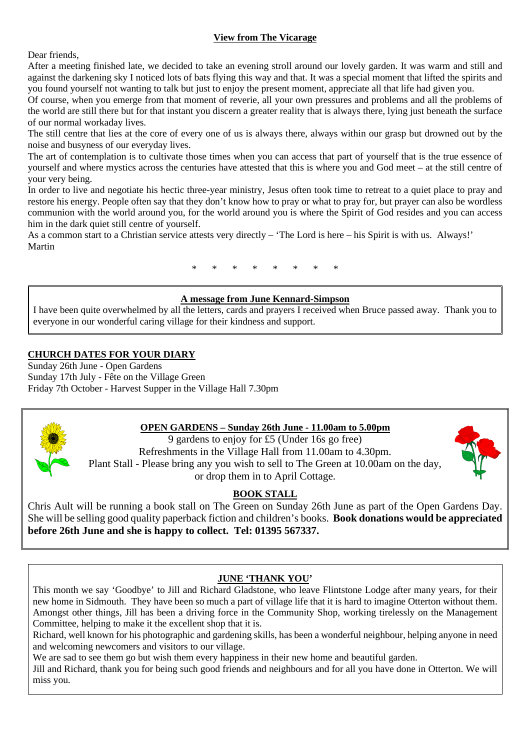## View from The Vicarage

Dear friends,

After a meeting finished late, we decided to take an evening stroll around our lovely garden. It was warm and still and against the darkening sky I noticed lots of bats flying this way and that. It was a special moment that lifted the spirits and you found yourself not wanting to talk but just to enjoy the present moment, appreciate all that life had given you.

Of course, when you emerge from that moment of reverie, all your own pressures and problems and all the problems of the world are still there but for that instant you discern a greater reality that is always there, lying just beneath the surface of our normal workaday lives.

The still centre that lies at the core of every one of us is always there, always within our grasp but drowned out by the noise and busyness of our everyday lives.

The art of contemplation is to cultivate those times when you can access that part of yourself that is the true essence of yourself and where mystics across the centuries have attested that this is where you and God meet – at the still centre of your very being.

In order to live and negotiate his hectic three-year ministry, Jesus often took time to retreat to a quiet place to pray and restore his energy. People often say that they don't know how to pray or what to pray for, but prayer can also be wordless communion with the world around you, for the world around you is where the Spirit of God resides and you can access him in the dark quiet still centre of yourself.

As a common start to a Christian service attests very directly – 'The Lord is here – his Spirit is with us. Always!'

Martin

\* \* \* \* \* \* \* \*

### A message from June Kennard-Simpson

I have been quite overwhelmed by all the letters, cards and prayers I received when Bruce passed away. Thank you to everyone in our wonderful caring village for their kindness and support.

### CHURCH DATES FOR YOUR DIARY

Sunday 26th June - Open Gardens
Sunday 17th July - Fête on the Village Green
Friday 7th October - Harvest Supper in the Village Hall 7.30pm

### OPEN GARDENS – Sunday 26th June - 11.00am to 5.00pm

9 gardens to enjoy for £5 (Under 16s go free)
Refreshments in the Village Hall from 11.00am to 4.30pm.
Plant Stall - Please bring any you wish to sell to The Green at 10.00am on the day, or drop them in to April Cottage.

### BOOK STALL

Chris Ault will be running a book stall on The Green on Sunday 26th June as part of the Open Gardens Day. She will be selling good quality paperback fiction and children's books. **Book donations would be appreciated before 26th June and she is happy to collect. Tel: 01395 567337.**

### JUNE 'THANK YOU'

This month we say 'Goodbye' to Jill and Richard Gladstone, who leave Flintstone Lodge after many years, for their new home in Sidmouth. They have been so much a part of village life that it is hard to imagine Otterton without them. Amongst other things, Jill has been a driving force in the Community Shop, working tirelessly on the Management Committee, helping to make it the excellent shop that it is.

Richard, well known for his photographic and gardening skills, has been a wonderful neighbour, helping anyone in need and welcoming newcomers and visitors to our village.

We are sad to see them go but wish them every happiness in their new home and beautiful garden.

Jill and Richard, thank you for being such good friends and neighbours and for all you have done in Otterton. We will miss you.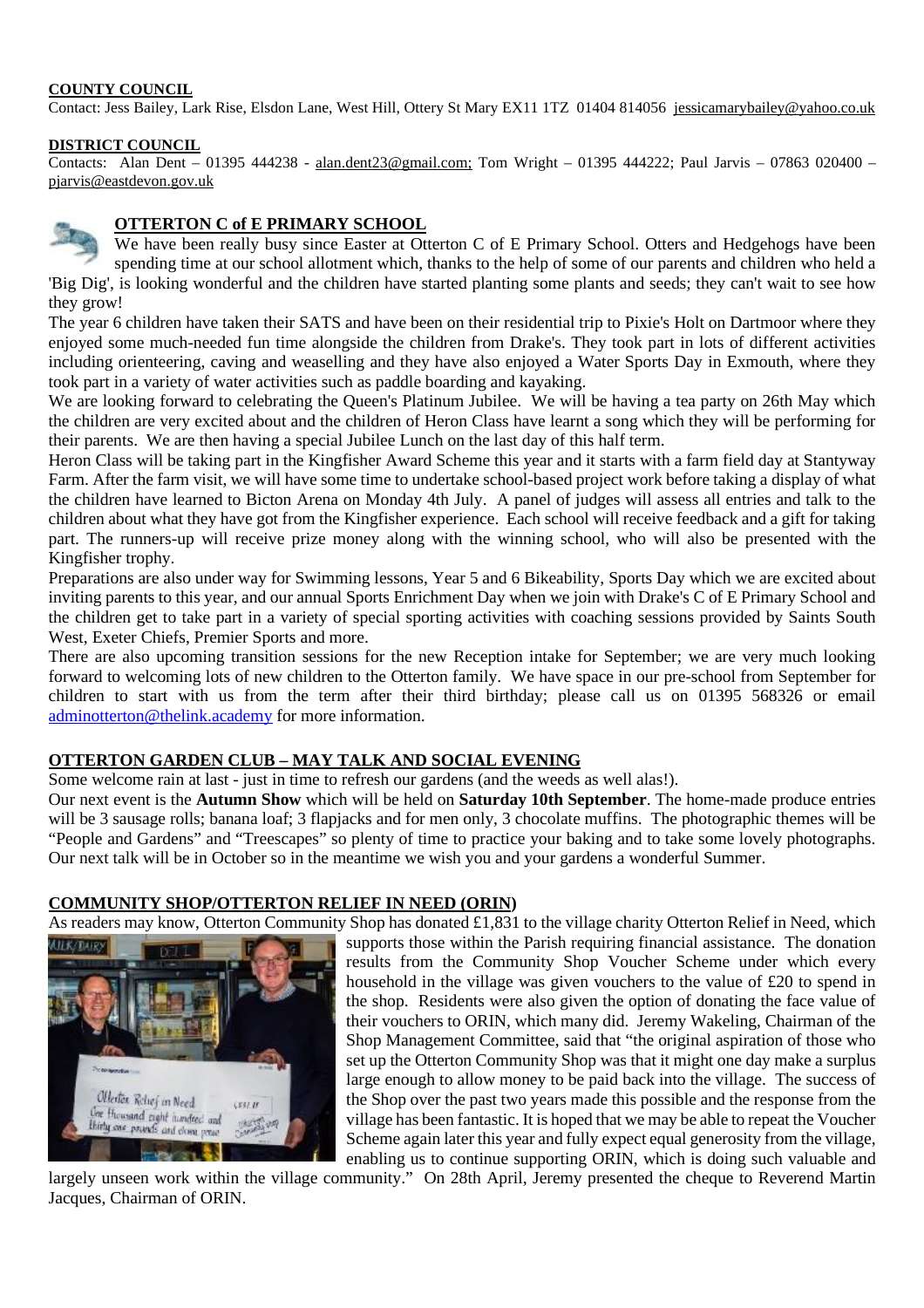## COUNTY COUNCIL

Contact: Jess Bailey, Lark Rise, Elsdon Lane, West Hill, Ottery St Mary EX11 1TZ 01404 814056 jessicamarybailey@yahoo.co.uk

## DISTRICT COUNCIL

Contacts: Alan Dent – 01395 444238 - alan.dent23@gmail.com; Tom Wright – 01395 444222; Paul Jarvis – 07863 020400 – pjarvis@eastdevon.gov.uk

## OTTERTON C of E PRIMARY SCHOOL

We have been really busy since Easter at Otterton C of E Primary School. Otters and Hedgehogs have been spending time at our school allotment which, thanks to the help of some of our parents and children who held a 'Big Dig', is looking wonderful and the children have started planting some plants and seeds; they can't wait to see how they grow!

The year 6 children have taken their SATS and have been on their residential trip to Pixie's Holt on Dartmoor where they enjoyed some much-needed fun time alongside the children from Drake's. They took part in lots of different activities including orienteering, caving and weaselling and they have also enjoyed a Water Sports Day in Exmouth, where they took part in a variety of water activities such as paddle boarding and kayaking.

We are looking forward to celebrating the Queen's Platinum Jubilee. We will be having a tea party on 26th May which the children are very excited about and the children of Heron Class have learnt a song which they will be performing for their parents. We are then having a special Jubilee Lunch on the last day of this half term.

Heron Class will be taking part in the Kingfisher Award Scheme this year and it starts with a farm field day at Stantyway Farm. After the farm visit, we will have some time to undertake school-based project work before taking a display of what the children have learned to Bicton Arena on Monday 4th July. A panel of judges will assess all entries and talk to the children about what they have got from the Kingfisher experience. Each school will receive feedback and a gift for taking part. The runners-up will receive prize money along with the winning school, who will also be presented with the Kingfisher trophy.

Preparations are also under way for Swimming lessons, Year 5 and 6 Bikeability, Sports Day which we are excited about inviting parents to this year, and our annual Sports Enrichment Day when we join with Drake's C of E Primary School and the children get to take part in a variety of special sporting activities with coaching sessions provided by Saints South West, Exeter Chiefs, Premier Sports and more.

There are also upcoming transition sessions for the new Reception intake for September; we are very much looking forward to welcoming lots of new children to the Otterton family. We have space in our pre-school from September for children to start with us from the term after their third birthday; please call us on 01395 568326 or email adminotterton@thelink.academy for more information.

## OTTERTON GARDEN CLUB – MAY TALK AND SOCIAL EVENING

Some welcome rain at last - just in time to refresh our gardens (and the weeds as well alas!).

Our next event is the **Autumn Show** which will be held on **Saturday 10th September**. The home-made produce entries will be 3 sausage rolls; banana loaf; 3 flapjacks and for men only, 3 chocolate muffins. The photographic themes will be "People and Gardens" and "Treescapes" so plenty of time to practice your baking and to take some lovely photographs. Our next talk will be in October so in the meantime we wish you and your gardens a wonderful Summer.

## COMMUNITY SHOP/OTTERTON RELIEF IN NEED (ORIN)

As readers may know, Otterton Community Shop has donated £1,831 to the village charity Otterton Relief in Need, which supports those within the Parish requiring financial assistance. The donation results from the Community Shop Voucher Scheme under which every household in the village was given vouchers to the value of £20 to spend in the shop. Residents were also given the option of donating the face value of their vouchers to ORIN, which many did. Jeremy Wakeling, Chairman of the Shop Management Committee, said that "the original aspiration of those who set up the Otterton Community Shop was that it might one day make a surplus large enough to allow money to be paid back into the village. The success of the Shop over the past two years made this possible and the response from the village has been fantastic. It is hoped that we may be able to repeat the Voucher Scheme again later this year and fully expect equal generosity from the village, enabling us to continue supporting ORIN, which is doing such valuable and largely unseen work within the village community." On 28th April, Jeremy presented the cheque to Reverend Martin Jacques, Chairman of ORIN.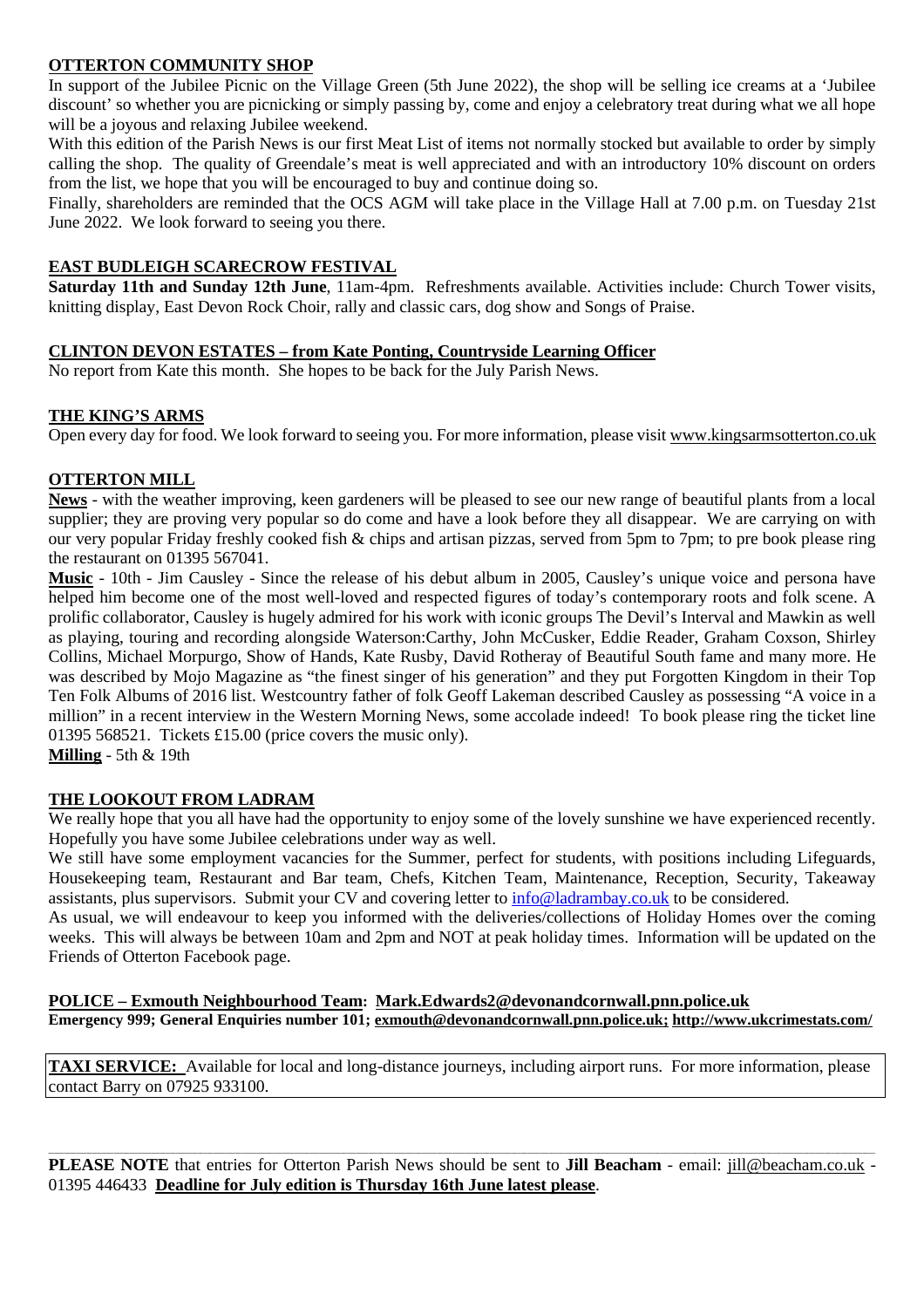## OTTERTON COMMUNITY SHOP

In support of the Jubilee Picnic on the Village Green (5th June 2022), the shop will be selling ice creams at a 'Jubilee discount' so whether you are picnicking or simply passing by, come and enjoy a celebratory treat during what we all hope will be a joyous and relaxing Jubilee weekend.

With this edition of the Parish News is our first Meat List of items not normally stocked but available to order by simply calling the shop. The quality of Greendale's meat is well appreciated and with an introductory 10% discount on orders from the list, we hope that you will be encouraged to buy and continue doing so.

Finally, shareholders are reminded that the OCS AGM will take place in the Village Hall at 7.00 p.m. on Tuesday 21st June 2022. We look forward to seeing you there.

## EAST BUDLEIGH SCARECROW FESTIVAL

**Saturday 11th and Sunday 12th June**, 11am-4pm. Refreshments available. Activities include: Church Tower visits, knitting display, East Devon Rock Choir, rally and classic cars, dog show and Songs of Praise.

## CLINTON DEVON ESTATES – from Kate Ponting, Countryside Learning Officer

No report from Kate this month. She hopes to be back for the July Parish News.

## THE KING'S ARMS

Open every day for food. We look forward to seeing you. For more information, please visit www.kingsarmsotterton.co.uk

## OTTERTON MILL

**News** - with the weather improving, keen gardeners will be pleased to see our new range of beautiful plants from a local supplier; they are proving very popular so do come and have a look before they all disappear. We are carrying on with our very popular Friday freshly cooked fish & chips and artisan pizzas, served from 5pm to 7pm; to pre book please ring the restaurant on 01395 567041.

**Music** - 10th - Jim Causley - Since the release of his debut album in 2005, Causley's unique voice and persona have helped him become one of the most well-loved and respected figures of today's contemporary roots and folk scene. A prolific collaborator, Causley is hugely admired for his work with iconic groups The Devil's Interval and Mawkin as well as playing, touring and recording alongside Waterson:Carthy, John McCusker, Eddie Reader, Graham Coxson, Shirley Collins, Michael Morpurgo, Show of Hands, Kate Rusby, David Rotheray of Beautiful South fame and many more. He was described by Mojo Magazine as "the finest singer of his generation" and they put Forgotten Kingdom in their Top Ten Folk Albums of 2016 list. Westcountry father of folk Geoff Lakeman described Causley as possessing "A voice in a million" in a recent interview in the Western Morning News, some accolade indeed! To book please ring the ticket line 01395 568521. Tickets £15.00 (price covers the music only).

**Milling** - 5th & 19th

## THE LOOKOUT FROM LADRAM

We really hope that you all have had the opportunity to enjoy some of the lovely sunshine we have experienced recently. Hopefully you have some Jubilee celebrations under way as well.

We still have some employment vacancies for the Summer, perfect for students, with positions including Lifeguards, Housekeeping team, Restaurant and Bar team, Chefs, Kitchen Team, Maintenance, Reception, Security, Takeaway assistants, plus supervisors. Submit your CV and covering letter to info@ladrambay.co.uk to be considered.

As usual, we will endeavour to keep you informed with the deliveries/collections of Holiday Homes over the coming weeks. This will always be between 10am and 2pm and NOT at peak holiday times. Information will be updated on the Friends of Otterton Facebook page.

## POLICE – Exmouth Neighbourhood Team: Mark.Edwards2@devonandcornwall.pnn.police.uk

**Emergency 999; General Enquiries number 101; exmouth@devonandcornwall.pnn.police.uk; http://www.ukcrimestats.com/**

**TAXI SERVICE:** Available for local and long-distance journeys, including airport runs. For more information, please contact Barry on 07925 933100.

---

**PLEASE NOTE** that entries for Otterton Parish News should be sent to **Jill Beacham** - email: jill@beacham.co.uk - 01395 446433 **Deadline for July edition is Thursday 16th June latest please**.